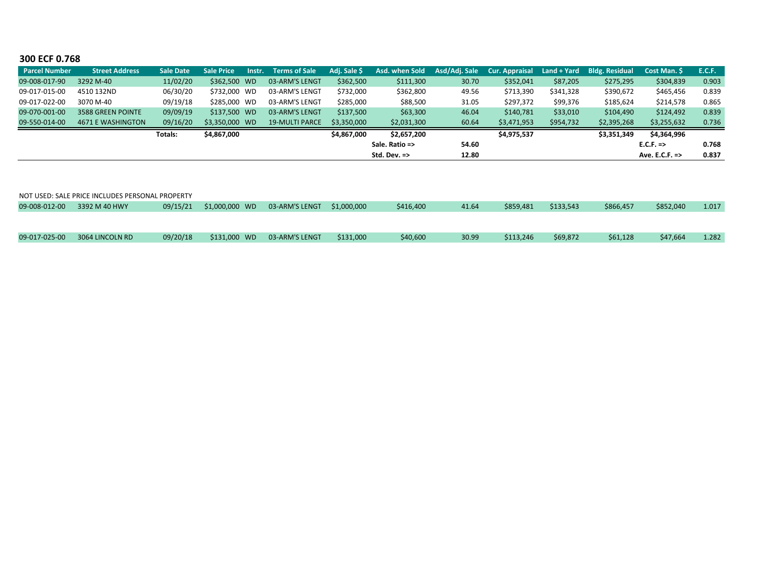## 300 ECF 0.768

| Parcel Number | Street Address | Sale Date | Sale Price | Instr. | Terms of Sale | Adj. Sale $ | Asd. when Sold | Asd/Adj. Sale | Cur. Appraisal | Land + Yard | Bldg. Residual | Cost Man. $ | E.C.F. |
|---|---|---|---|---|---|---|---|---|---|---|---|---|---|
| 09-008-017-90 | 3292 M-40 | 11/02/20 | $362,500 | WD | 03-ARM'S LENGT | $362,500 | $111,300 | 30.70 | $352,041 | $87,205 | $275,295 | $304,839 | 0.903 |
| 09-017-015-00 | 4510 132ND | 06/30/20 | $732,000 | WD | 03-ARM'S LENGT | $732,000 | $362,800 | 49.56 | $713,390 | $341,328 | $390,672 | $465,456 | 0.839 |
| 09-017-022-00 | 3070 M-40 | 09/19/18 | $285,000 | WD | 03-ARM'S LENGT | $285,000 | $88,500 | 31.05 | $297,372 | $99,376 | $185,624 | $214,578 | 0.865 |
| 09-070-001-00 | 3588 GREEN POINTE | 09/09/19 | $137,500 | WD | 03-ARM'S LENGT | $137,500 | $63,300 | 46.04 | $140,781 | $33,010 | $104,490 | $124,492 | 0.839 |
| 09-550-014-00 | 4671 E WASHINGTON | 09/16/20 | $3,350,000 | WD | 19-MULTI PARCE | $3,350,000 | $2,031,300 | 60.64 | $3,471,953 | $954,732 | $2,395,268 | $3,255,632 | 0.736 |
| | | **Totals:** | **$4,867,000** | | | **$4,867,000** | **$2,657,200** | | **$4,975,537** | | **$3,351,349** | **$4,364,996** | |
| | | | | | | | **Sale. Ratio =>** | **54.60** | | | | **E.C.F. =>** | **0.768** |
| | | | | | | | **Std. Dev. =>** | **12.80** | | | | **Ave. E.C.F. =>** | **0.837** |

NOT USED: SALE PRICE INCLUDES PERSONAL PROPERTY

| Parcel Number | Street Address | Sale Date | Sale Price | Instr. | Terms of Sale | Adj. Sale $ | Asd. when Sold | Asd/Adj. Sale | Cur. Appraisal | Land + Yard | Bldg. Residual | Cost Man. $ | E.C.F. |
|---|---|---|---|---|---|---|---|---|---|---|---|---|---|
| 09-008-012-00 | 3392 M 40 HWY | 09/15/21 | $1,000,000 | WD | 03-ARM'S LENGT | $1,000,000 | $416,400 | 41.64 | $859,481 | $133,543 | $866,457 | $852,040 | 1.017 |
| 09-017-025-00 | 3064 LINCOLN RD | 09/20/18 | $131,000 | WD | 03-ARM'S LENGT | $131,000 | $40,600 | 30.99 | $113,246 | $69,872 | $61,128 | $47,664 | 1.282 |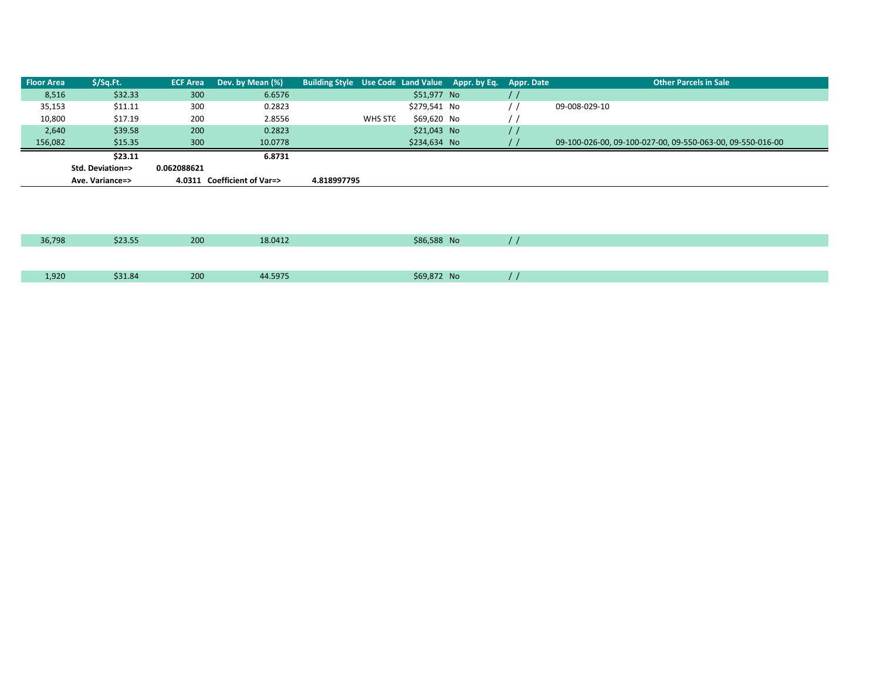| Floor Area | $/Sq.Ft. | ECF Area | Dev. by Mean (%) | Building Style | Use Code | Land Value | Appr. by Eq. | Appr. Date | Other Parcels in Sale |
|---|---|---|---|---|---|---|---|---|---|
| 8,516 | $32.33 | 300 | 6.6576 | | | $51,977 | No | / / | |
| 35,153 | $11.11 | 300 | 0.2823 | | | $279,541 | No | / / | 09-008-029-10 |
| 10,800 | $17.19 | 200 | 2.8556 | | WHS STG | $69,620 | No | / / | |
| 2,640 | $39.58 | 200 | 0.2823 | | | $21,043 | No | / / | |
| 156,082 | $15.35 | 300 | 10.0778 | | | $234,634 | No | / / | 09-100-026-00, 09-100-027-00, 09-550-063-00, 09-550-016-00 |
| | **$23.11** | | **6.8731** | | | | | | |
| | **Std. Deviation=>** | **0.062088621** | | | | | | | |
| | **Ave. Variance=>** | **4.0311** | **Coefficient of Var=>** | **4.818997795** | | | | | |

| Floor Area | $/Sq.Ft. | ECF Area | Dev. by Mean (%) | Building Style | Use Code | Land Value | Appr. by Eq. | Appr. Date | Other Parcels in Sale |
|---|---|---|---|---|---|---|---|---|---|
| 36,798 | $23.55 | 200 | 18.0412 | | | $86,588 | No | / / | |
| 1,920 | $31.84 | 200 | 44.5975 | | | $69,872 | No | / / | |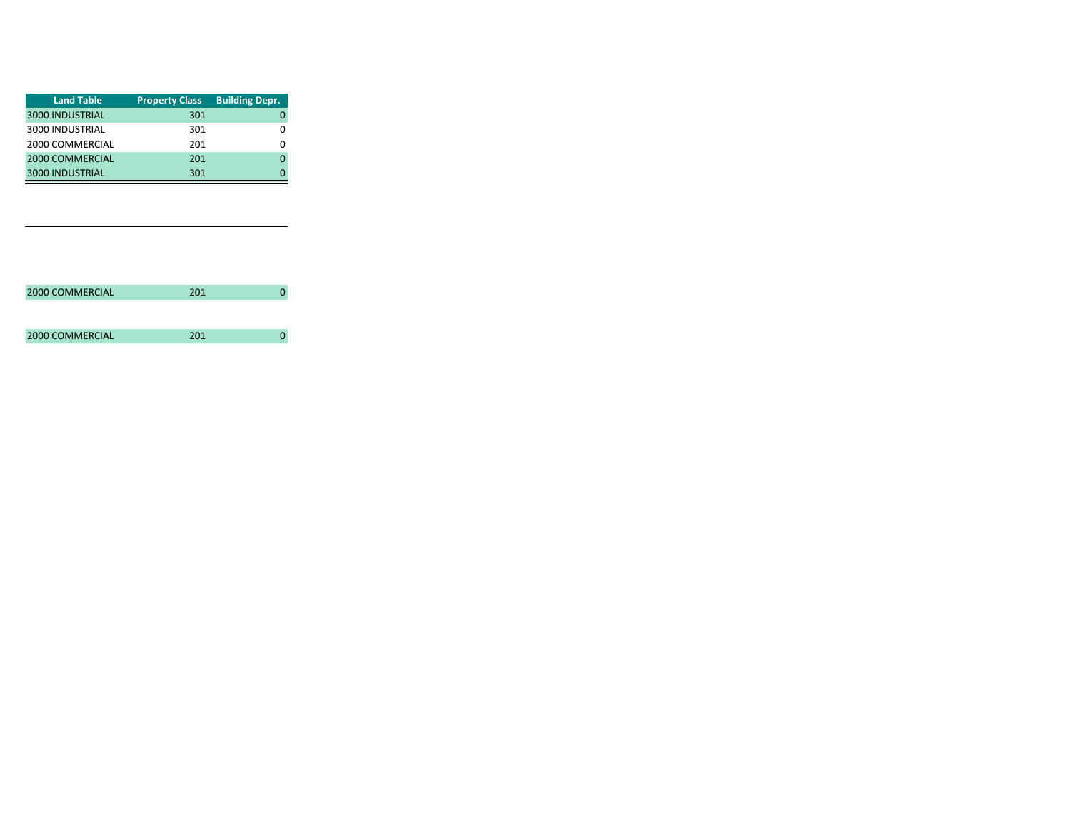| Land Table | Property Class | Building Depr. |
|---|---|---|
| 3000 INDUSTRIAL | 301 | 0 |
| 3000 INDUSTRIAL | 301 | 0 |
| 2000 COMMERCIAL | 201 | 0 |
| 2000 COMMERCIAL | 201 | 0 |
| 3000 INDUSTRIAL | 301 | 0 |

| | | |
|---|---|---|
| 2000 COMMERCIAL | 201 | 0 |
| 2000 COMMERCIAL | 201 | 0 |